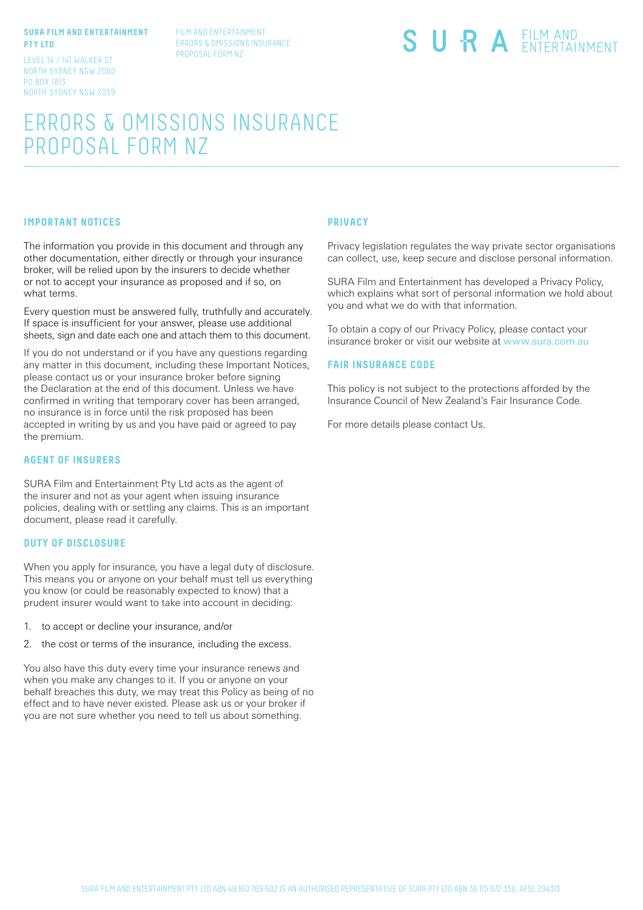**SURA FILM AND ENTERTAINMENT PTY LTD**

LEVEL 14 / 141 WALKER ST
NORTH SYDNEY NSW 2060
PO BOX 1813
NORTH SYDNEY NSW 2059

FILM AND ENTERTAINMENT
ERRORS & OMISSIONS INSURANCE
PROPOSAL FORM NZ

SURA FILM AND ENTERTAINMENT

# ERRORS & OMISSIONS INSURANCE PROPOSAL FORM NZ

## IMPORTANT NOTICES

The information you provide in this document and through any other documentation, either directly or through your insurance broker, will be relied upon by the insurers to decide whether or not to accept your insurance as proposed and if so, on what terms.

Every question must be answered fully, truthfully and accurately. If space is insufficient for your answer, please use additional sheets, sign and date each one and attach them to this document.

If you do not understand or if you have any questions regarding any matter in this document, including these Important Notices, please contact us or your insurance broker before signing the Declaration at the end of this document. Unless we have confirmed in writing that temporary cover has been arranged, no insurance is in force until the risk proposed has been accepted in writing by us and you have paid or agreed to pay the premium.

## AGENT OF INSURERS

SURA Film and Entertainment Pty Ltd acts as the agent of the insurer and not as your agent when issuing insurance policies, dealing with or settling any claims. This is an important document, please read it carefully.

## DUTY OF DISCLOSURE

When you apply for insurance, you have a legal duty of disclosure. This means you or anyone on your behalf must tell us everything you know (or could be reasonably expected to know) that a prudent insurer would want to take into account in deciding:

1. to accept or decline your insurance, and/or
2. the cost or terms of the insurance, including the excess.

You also have this duty every time your insurance renews and when you make any changes to it. If you or anyone on your behalf breaches this duty, we may treat this Policy as being of no effect and to have never existed. Please ask us or your broker if you are not sure whether you need to tell us about something.

## PRIVACY

Privacy legislation regulates the way private sector organisations can collect, use, keep secure and disclose personal information.

SURA Film and Entertainment has developed a Privacy Policy, which explains what sort of personal information we hold about you and what we do with that information.

To obtain a copy of our Privacy Policy, please contact your insurance broker or visit our website at www.sura.com.au

## FAIR INSURANCE CODE

This policy is not subject to the protections afforded by the Insurance Council of New Zealand's Fair Insurance Code.

For more details please contact Us.

SURA FILM AND ENTERTAINMENT PTY LTD ABN 48 160 769 602 IS AN AUTHORISED REPRESENTATIVE OF SURA PTY LTD ABN 36 115 672 350, AFSL 294313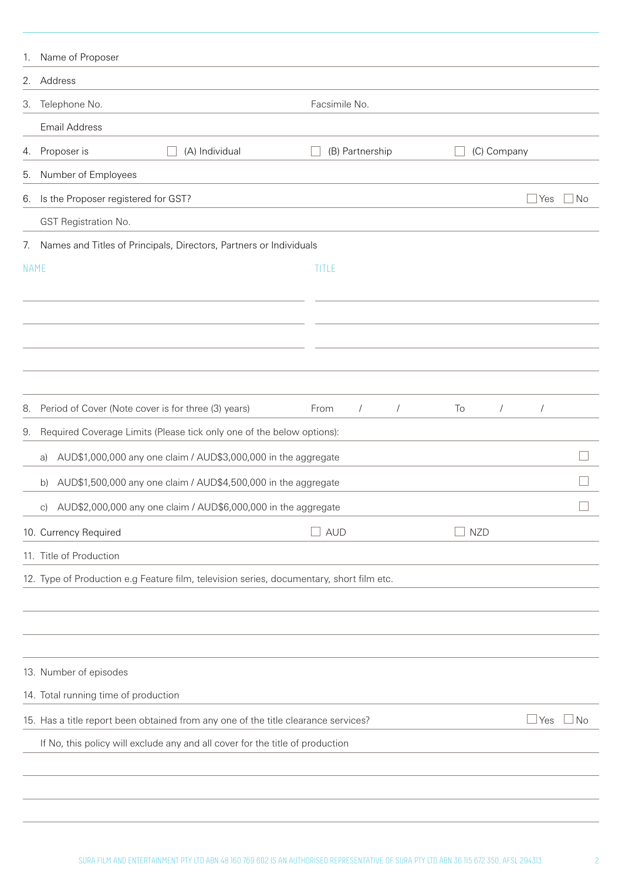1. Name of Proposer

2. Address

3. Telephone No. &nbsp;&nbsp;&nbsp;&nbsp; Facsimile No.

   Email Address

4. Proposer is &nbsp;&nbsp; ☐ (A) Individual &nbsp;&nbsp; ☐ (B) Partnership &nbsp;&nbsp; ☐ (C) Company

5. Number of Employees

6. Is the Proposer registered for GST? &nbsp;&nbsp; ☐ Yes ☐ No

   GST Registration No.

7. Names and Titles of Principals, Directors, Partners or Individuals

| NAME | TITLE |
|---|---|
| | |
| | |
| | |
| | |

8. Period of Cover (Note cover is for three (3) years) &nbsp;&nbsp; From &nbsp;&nbsp; / &nbsp;&nbsp; / &nbsp;&nbsp; To &nbsp;&nbsp; / &nbsp;&nbsp; /

9. Required Coverage Limits (Please tick only one of the below options):

   a) AUD$1,000,000 any one claim / AUD$3,000,000 in the aggregate ☐

   b) AUD$1,500,000 any one claim / AUD$4,500,000 in the aggregate ☐

   c) AUD$2,000,000 any one claim / AUD$6,000,000 in the aggregate ☐

10. Currency Required &nbsp;&nbsp; ☐ AUD &nbsp;&nbsp; ☐ NZD

11. Title of Production

12. Type of Production e.g Feature film, television series, documentary, short film etc.

13. Number of episodes

14. Total running time of production

15. Has a title report been obtained from any one of the title clearance services? &nbsp;&nbsp; ☐ Yes ☐ No

    If No, this policy will exclude any and all cover for the title of production

SURA FILM AND ENTERTAINMENT PTY LTD ABN 48 160 769 602 IS AN AUTHORISED REPRESENTATIVE OF SURA PTY LTD ABN 36 115 672 350, AFSL 294313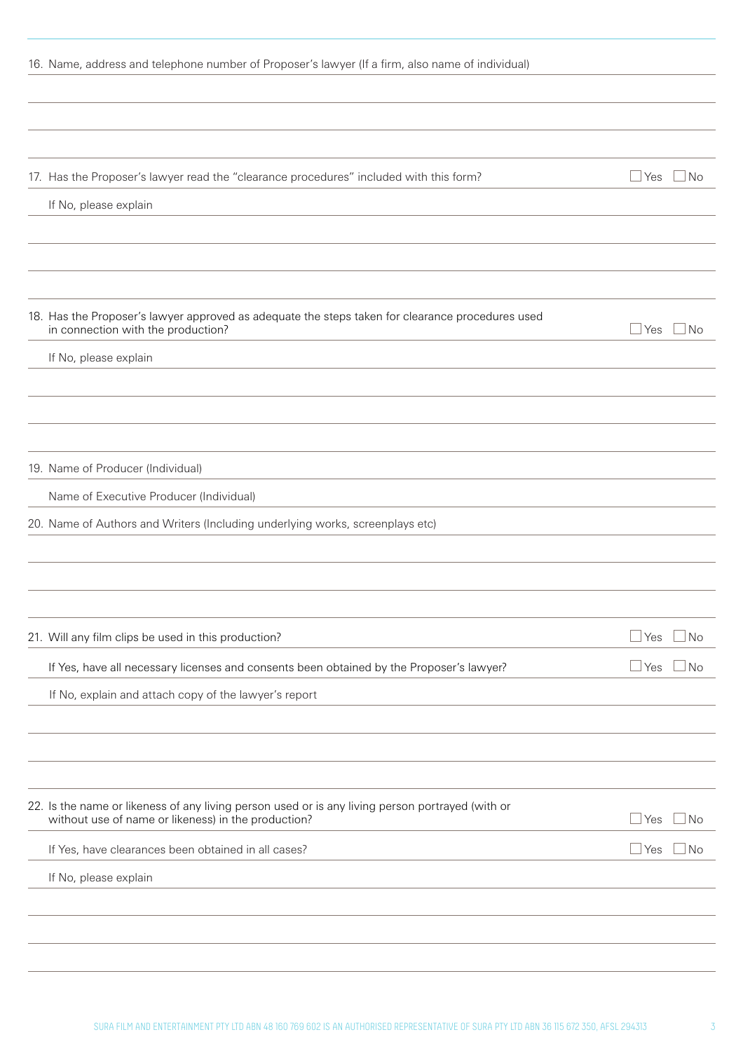16. Name, address and telephone number of Proposer's lawyer (If a firm, also name of individual)

17. Has the Proposer's lawyer read the "clearance procedures" included with this form? ☐ Yes ☐ No

If No, please explain

18. Has the Proposer's lawyer approved as adequate the steps taken for clearance procedures used in connection with the production? ☐ Yes ☐ No

If No, please explain

19. Name of Producer (Individual)

Name of Executive Producer (Individual)

20. Name of Authors and Writers (Including underlying works, screenplays etc)

21. Will any film clips be used in this production? ☐ Yes ☐ No

If Yes, have all necessary licenses and consents been obtained by the Proposer's lawyer? ☐ Yes ☐ No

If No, explain and attach copy of the lawyer's report

22. Is the name or likeness of any living person used or is any living person portrayed (with or without use of name or likeness) in the production? ☐ Yes ☐ No

If Yes, have clearances been obtained in all cases? ☐ Yes ☐ No

If No, please explain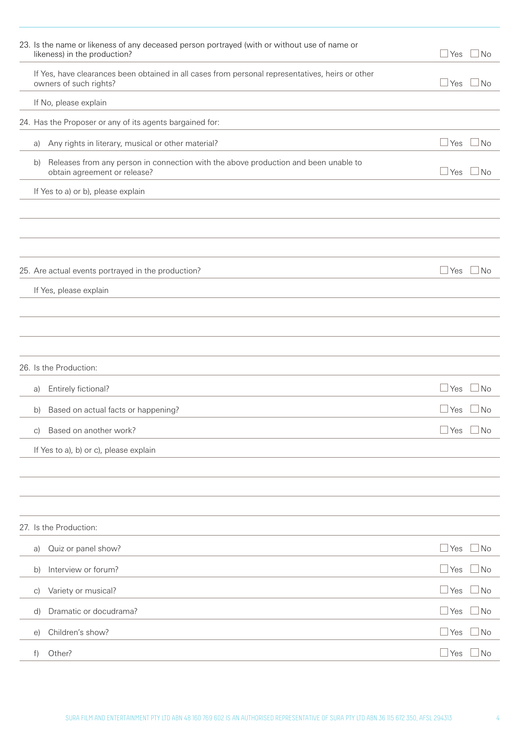23. Is the name or likeness of any deceased person portrayed (with or without use of name or likeness) in the production? ☐ Yes ☐ No

    If Yes, have clearances been obtained in all cases from personal representatives, heirs or other owners of such rights? ☐ Yes ☐ No

    If No, please explain

24. Has the Proposer or any of its agents bargained for:

    a) Any rights in literary, musical or other material? ☐ Yes ☐ No

    b) Releases from any person in connection with the above production and been unable to obtain agreement or release? ☐ Yes ☐ No

    If Yes to a) or b), please explain

25. Are actual events portrayed in the production? ☐ Yes ☐ No

    If Yes, please explain

26. Is the Production:

    a) Entirely fictional? ☐ Yes ☐ No

    b) Based on actual facts or happening? ☐ Yes ☐ No

    c) Based on another work? ☐ Yes ☐ No

    If Yes to a), b) or c), please explain

27. Is the Production:

    a) Quiz or panel show? ☐ Yes ☐ No

    b) Interview or forum? ☐ Yes ☐ No

    c) Variety or musical? ☐ Yes ☐ No

    d) Dramatic or docudrama? ☐ Yes ☐ No

    e) Children's show? ☐ Yes ☐ No

    f) Other? ☐ Yes ☐ No

SURA FILM AND ENTERTAINMENT PTY LTD ABN 48 160 769 602 IS AN AUTHORISED REPRESENTATIVE OF SURA PTY LTD ABN 36 115 672 350, AFSL 294313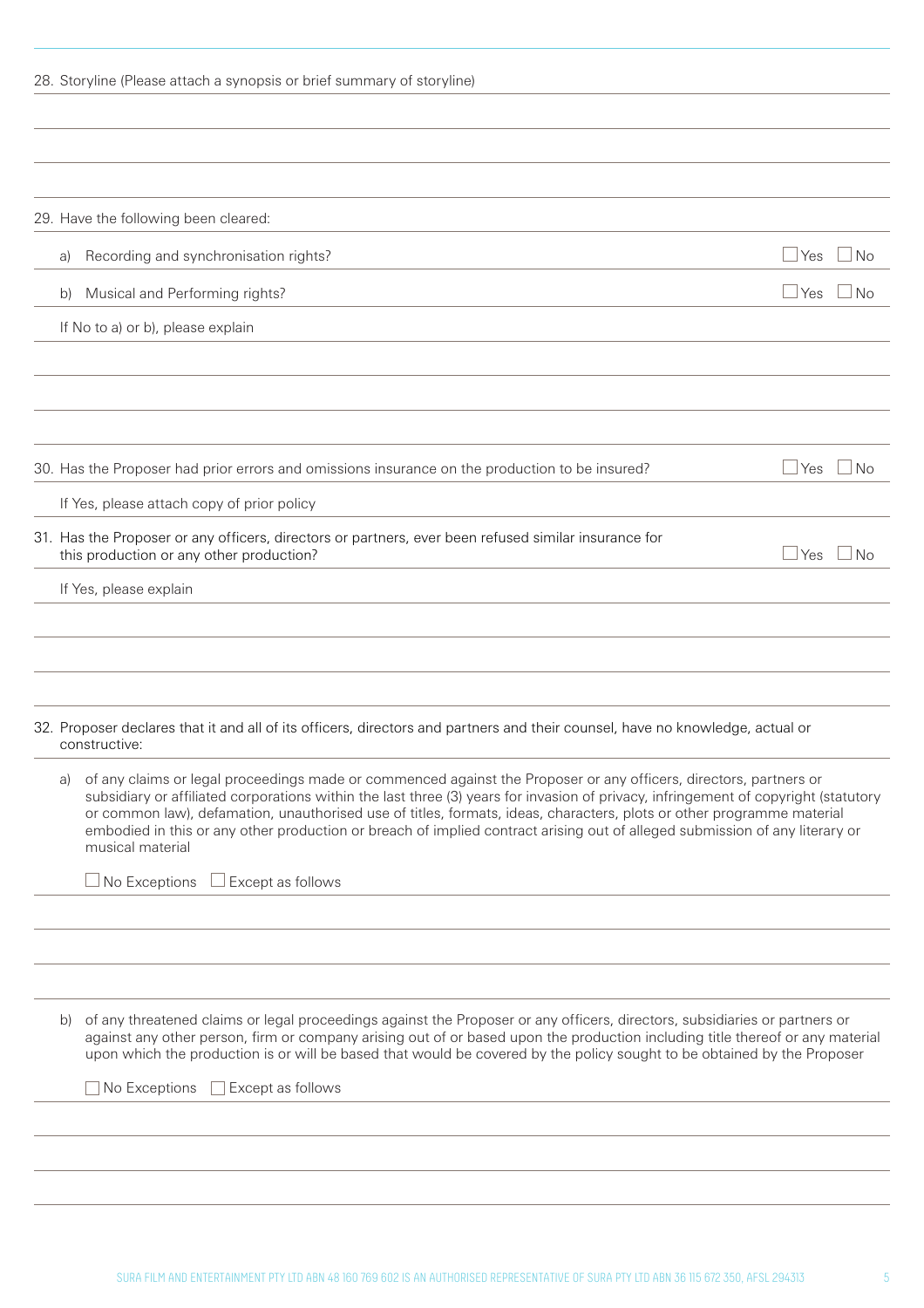28. Storyline (Please attach a synopsis or brief summary of storyline)

29. Have the following been cleared:

a) Recording and synchronisation rights? ☐ Yes ☐ No

b) Musical and Performing rights? ☐ Yes ☐ No

If No to a) or b), please explain

30. Has the Proposer had prior errors and omissions insurance on the production to be insured? ☐ Yes ☐ No

If Yes, please attach copy of prior policy

31. Has the Proposer or any officers, directors or partners, ever been refused similar insurance for this production or any other production? ☐ Yes ☐ No

If Yes, please explain

32. Proposer declares that it and all of its officers, directors and partners and their counsel, have no knowledge, actual or constructive:

a) of any claims or legal proceedings made or commenced against the Proposer or any officers, directors, partners or subsidiary or affiliated corporations within the last three (3) years for invasion of privacy, infringement of copyright (statutory or common law), defamation, unauthorised use of titles, formats, ideas, characters, plots or other programme material embodied in this or any other production or breach of implied contract arising out of alleged submission of any literary or musical material

☐ No Exceptions ☐ Except as follows

b) of any threatened claims or legal proceedings against the Proposer or any officers, directors, subsidiaries or partners or against any other person, firm or company arising out of or based upon the production including title thereof or any material upon which the production is or will be based that would be covered by the policy sought to be obtained by the Proposer

☐ No Exceptions ☐ Except as follows

SURA FILM AND ENTERTAINMENT PTY LTD ABN 48 160 769 602 IS AN AUTHORISED REPRESENTATIVE OF SURA PTY LTD ABN 36 115 672 350, AFSL 294313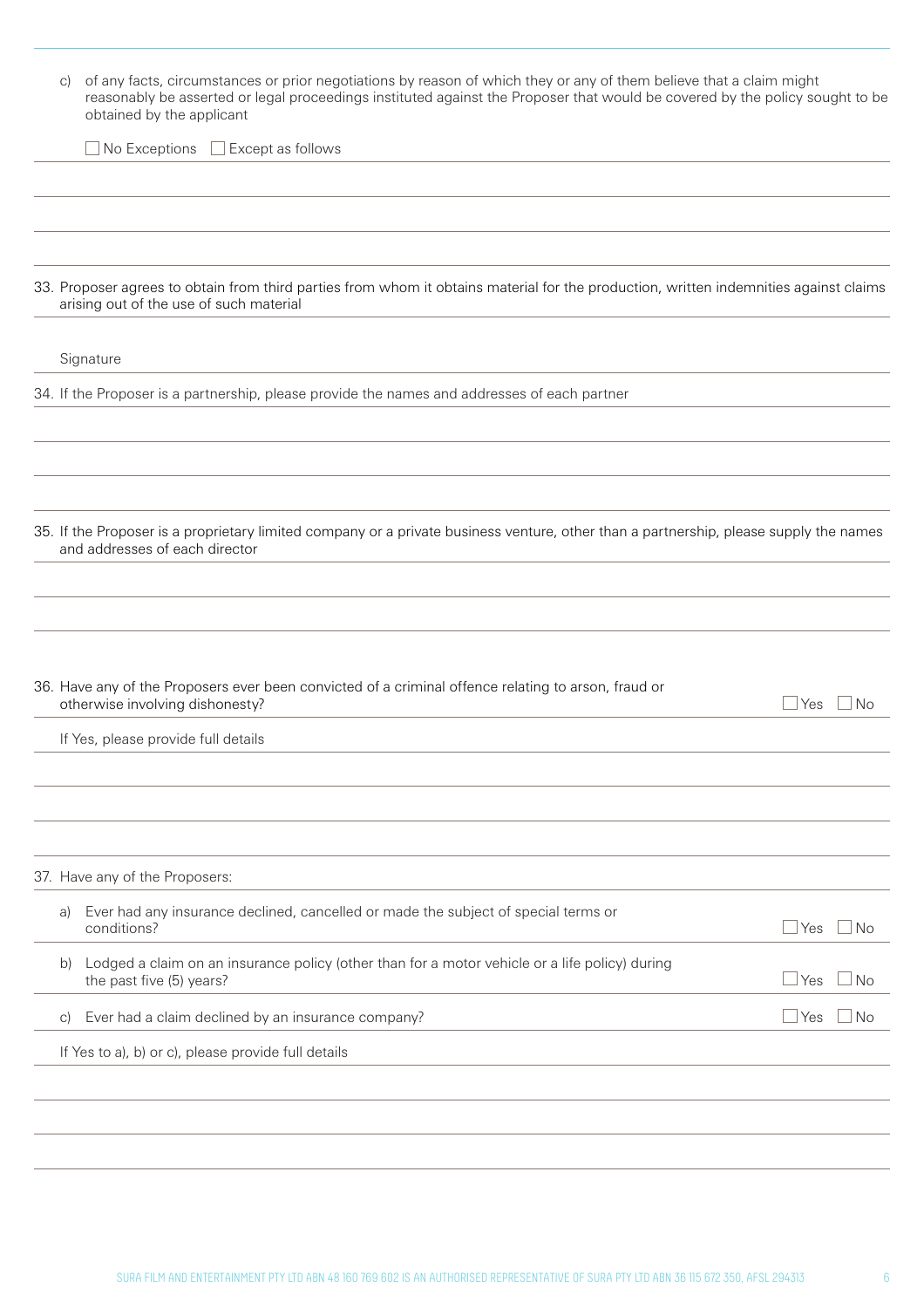c) of any facts, circumstances or prior negotiations by reason of which they or any of them believe that a claim might reasonably be asserted or legal proceedings instituted against the Proposer that would be covered by the policy sought to be obtained by the applicant

☐ No Exceptions ☐ Except as follows

33. Proposer agrees to obtain from third parties from whom it obtains material for the production, written indemnities against claims arising out of the use of such material

Signature

34. If the Proposer is a partnership, please provide the names and addresses of each partner

35. If the Proposer is a proprietary limited company or a private business venture, other than a partnership, please supply the names and addresses of each director

36. Have any of the Proposers ever been convicted of a criminal offence relating to arson, fraud or otherwise involving dishonesty? ☐ Yes ☐ No

If Yes, please provide full details

37. Have any of the Proposers:

a) Ever had any insurance declined, cancelled or made the subject of special terms or conditions? ☐ Yes ☐ No

b) Lodged a claim on an insurance policy (other than for a motor vehicle or a life policy) during the past five (5) years? ☐ Yes ☐ No

c) Ever had a claim declined by an insurance company? ☐ Yes ☐ No

If Yes to a), b) or c), please provide full details

SURA FILM AND ENTERTAINMENT PTY LTD ABN 48 160 769 602 IS AN AUTHORISED REPRESENTATIVE OF SURA PTY LTD ABN 36 115 672 350, AFSL 294313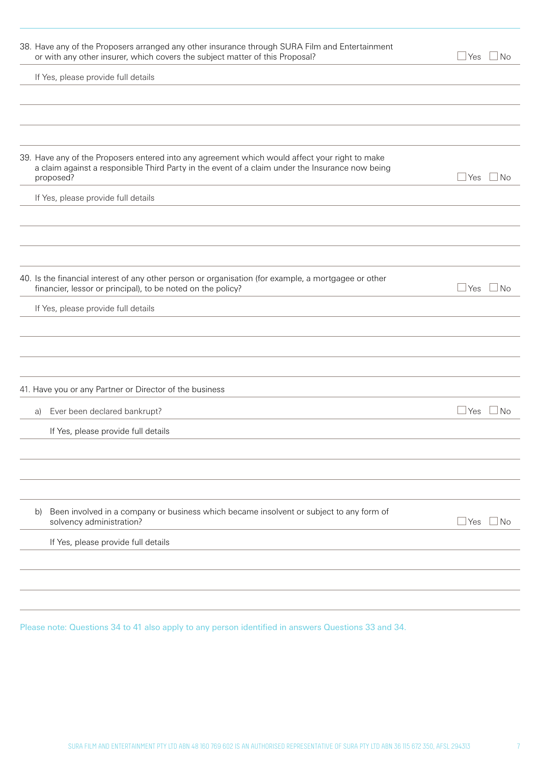38. Have any of the Proposers arranged any other insurance through SURA Film and Entertainment or with any other insurer, which covers the subject matter of this Proposal? ☐ Yes ☐ No

If Yes, please provide full details

39. Have any of the Proposers entered into any agreement which would affect your right to make a claim against a responsible Third Party in the event of a claim under the Insurance now being proposed? ☐ Yes ☐ No

If Yes, please provide full details

40. Is the financial interest of any other person or organisation (for example, a mortgagee or other financier, lessor or principal), to be noted on the policy? ☐ Yes ☐ No

If Yes, please provide full details

41. Have you or any Partner or Director of the business

a) Ever been declared bankrupt? ☐ Yes ☐ No

If Yes, please provide full details

b) Been involved in a company or business which became insolvent or subject to any form of solvency administration? ☐ Yes ☐ No

If Yes, please provide full details

Please note: Questions 34 to 41 also apply to any person identified in answers Questions 33 and 34.

SURA FILM AND ENTERTAINMENT PTY LTD ABN 48 160 769 602 IS AN AUTHORISED REPRESENTATIVE OF SURA PTY LTD ABN 36 115 672 350, AFSL 294313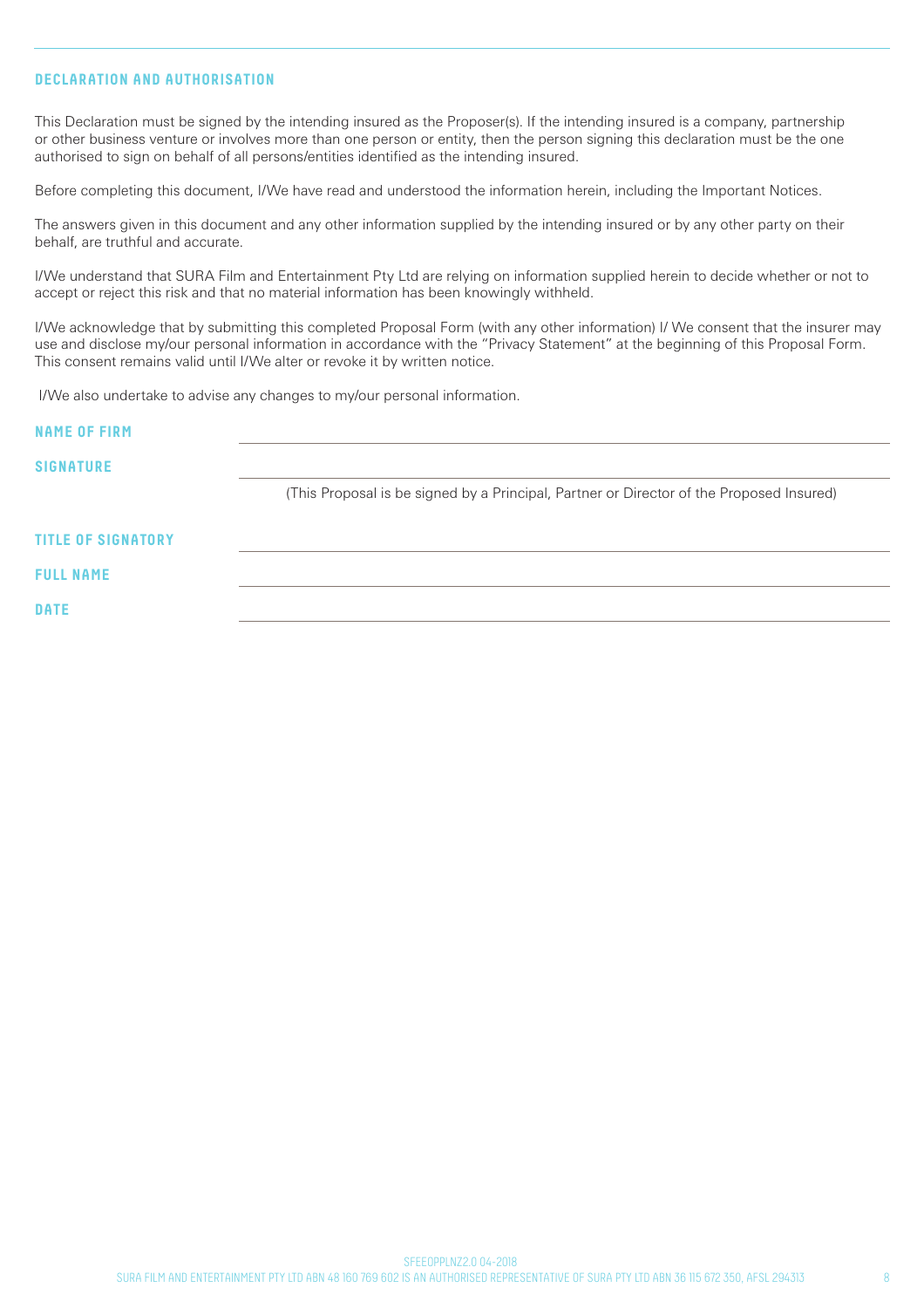## DECLARATION AND AUTHORISATION

This Declaration must be signed by the intending insured as the Proposer(s). If the intending insured is a company, partnership or other business venture or involves more than one person or entity, then the person signing this declaration must be the one authorised to sign on behalf of all persons/entities identified as the intending insured.

Before completing this document, I/We have read and understood the information herein, including the Important Notices.

The answers given in this document and any other information supplied by the intending insured or by any other party on their behalf, are truthful and accurate.

I/We understand that SURA Film and Entertainment Pty Ltd are relying on information supplied herein to decide whether or not to accept or reject this risk and that no material information has been knowingly withheld.

I/We acknowledge that by submitting this completed Proposal Form (with any other information) I/ We consent that the insurer may use and disclose my/our personal information in accordance with the "Privacy Statement" at the beginning of this Proposal Form. This consent remains valid until I/We alter or revoke it by written notice.

I/We also undertake to advise any changes to my/our personal information.

**NAME OF FIRM** ______________________________

**SIGNATURE** ______________________________

(This Proposal is be signed by a Principal, Partner or Director of the Proposed Insured)

**TITLE OF SIGNATORY** ______________________________

**FULL NAME** ______________________________

**DATE** ______________________________

SFEEOPPLNZ2.0 04-2018

SURA FILM AND ENTERTAINMENT PTY LTD ABN 48 160 769 602 IS AN AUTHORISED REPRESENTATIVE OF SURA PTY LTD ABN 36 115 672 350, AFSL 294313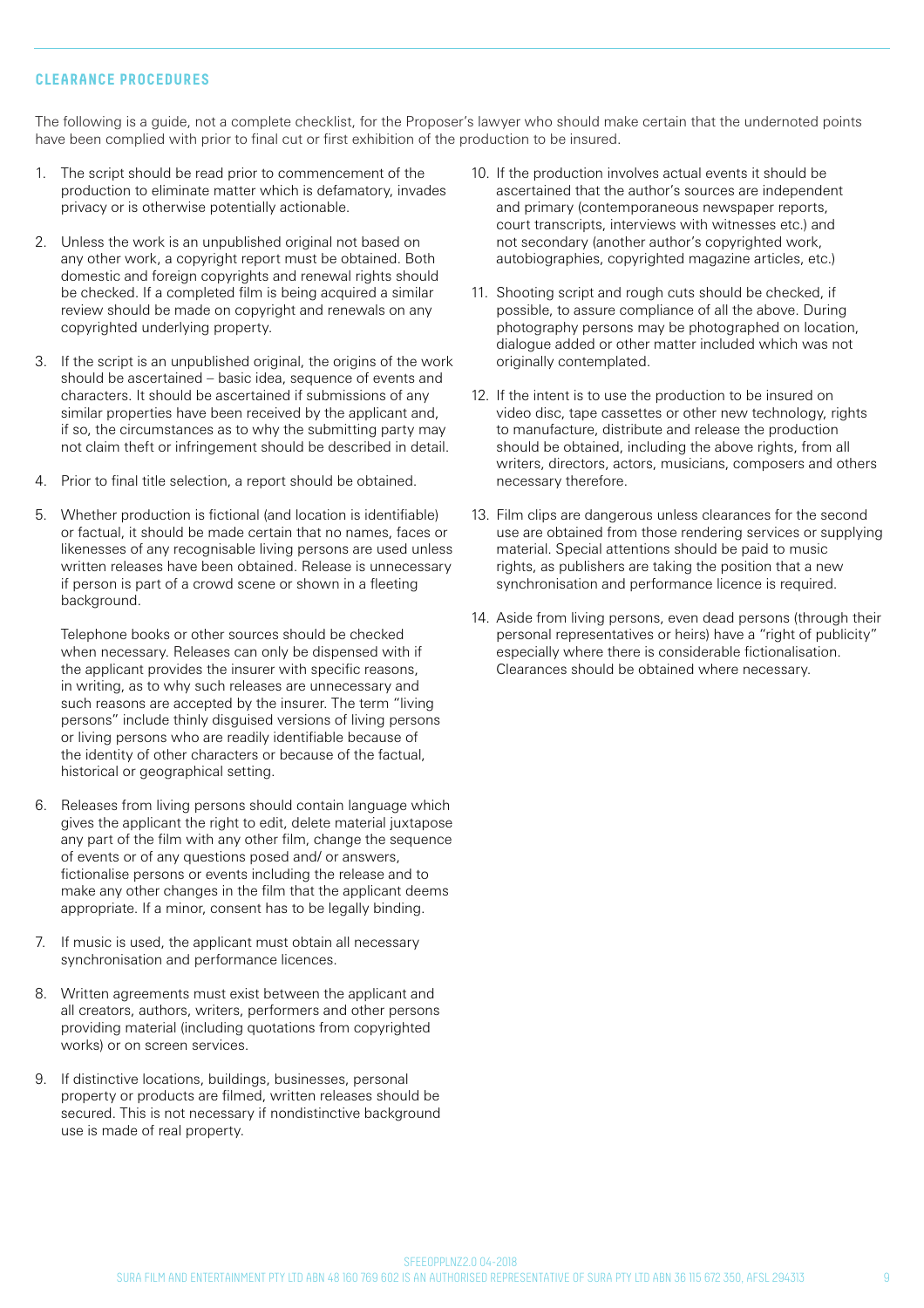## CLEARANCE PROCEDURES

The following is a guide, not a complete checklist, for the Proposer's lawyer who should make certain that the undernoted points have been complied with prior to final cut or first exhibition of the production to be insured.

1. The script should be read prior to commencement of the production to eliminate matter which is defamatory, invades privacy or is otherwise potentially actionable.

2. Unless the work is an unpublished original not based on any other work, a copyright report must be obtained. Both domestic and foreign copyrights and renewal rights should be checked. If a completed film is being acquired a similar review should be made on copyright and renewals on any copyrighted underlying property.

3. If the script is an unpublished original, the origins of the work should be ascertained – basic idea, sequence of events and characters. It should be ascertained if submissions of any similar properties have been received by the applicant and, if so, the circumstances as to why the submitting party may not claim theft or infringement should be described in detail.

4. Prior to final title selection, a report should be obtained.

5. Whether production is fictional (and location is identifiable) or factual, it should be made certain that no names, faces or likenesses of any recognisable living persons are used unless written releases have been obtained. Release is unnecessary if person is part of a crowd scene or shown in a fleeting background.

   Telephone books or other sources should be checked when necessary. Releases can only be dispensed with if the applicant provides the insurer with specific reasons, in writing, as to why such releases are unnecessary and such reasons are accepted by the insurer. The term "living persons" include thinly disguised versions of living persons or living persons who are readily identifiable because of the identity of other characters or because of the factual, historical or geographical setting.

6. Releases from living persons should contain language which gives the applicant the right to edit, delete material juxtapose any part of the film with any other film, change the sequence of events or of any questions posed and/ or answers, fictionalise persons or events including the release and to make any other changes in the film that the applicant deems appropriate. If a minor, consent has to be legally binding.

7. If music is used, the applicant must obtain all necessary synchronisation and performance licences.

8. Written agreements must exist between the applicant and all creators, authors, writers, performers and other persons providing material (including quotations from copyrighted works) or on screen services.

9. If distinctive locations, buildings, businesses, personal property or products are filmed, written releases should be secured. This is not necessary if nondistinctive background use is made of real property.

10. If the production involves actual events it should be ascertained that the author's sources are independent and primary (contemporaneous newspaper reports, court transcripts, interviews with witnesses etc.) and not secondary (another author's copyrighted work, autobiographies, copyrighted magazine articles, etc.)

11. Shooting script and rough cuts should be checked, if possible, to assure compliance of all the above. During photography persons may be photographed on location, dialogue added or other matter included which was not originally contemplated.

12. If the intent is to use the production to be insured on video disc, tape cassettes or other new technology, rights to manufacture, distribute and release the production should be obtained, including the above rights, from all writers, directors, actors, musicians, composers and others necessary therefore.

13. Film clips are dangerous unless clearances for the second use are obtained from those rendering services or supplying material. Special attentions should be paid to music rights, as publishers are taking the position that a new synchronisation and performance licence is required.

14. Aside from living persons, even dead persons (through their personal representatives or heirs) have a "right of publicity" especially where there is considerable fictionalisation. Clearances should be obtained where necessary.